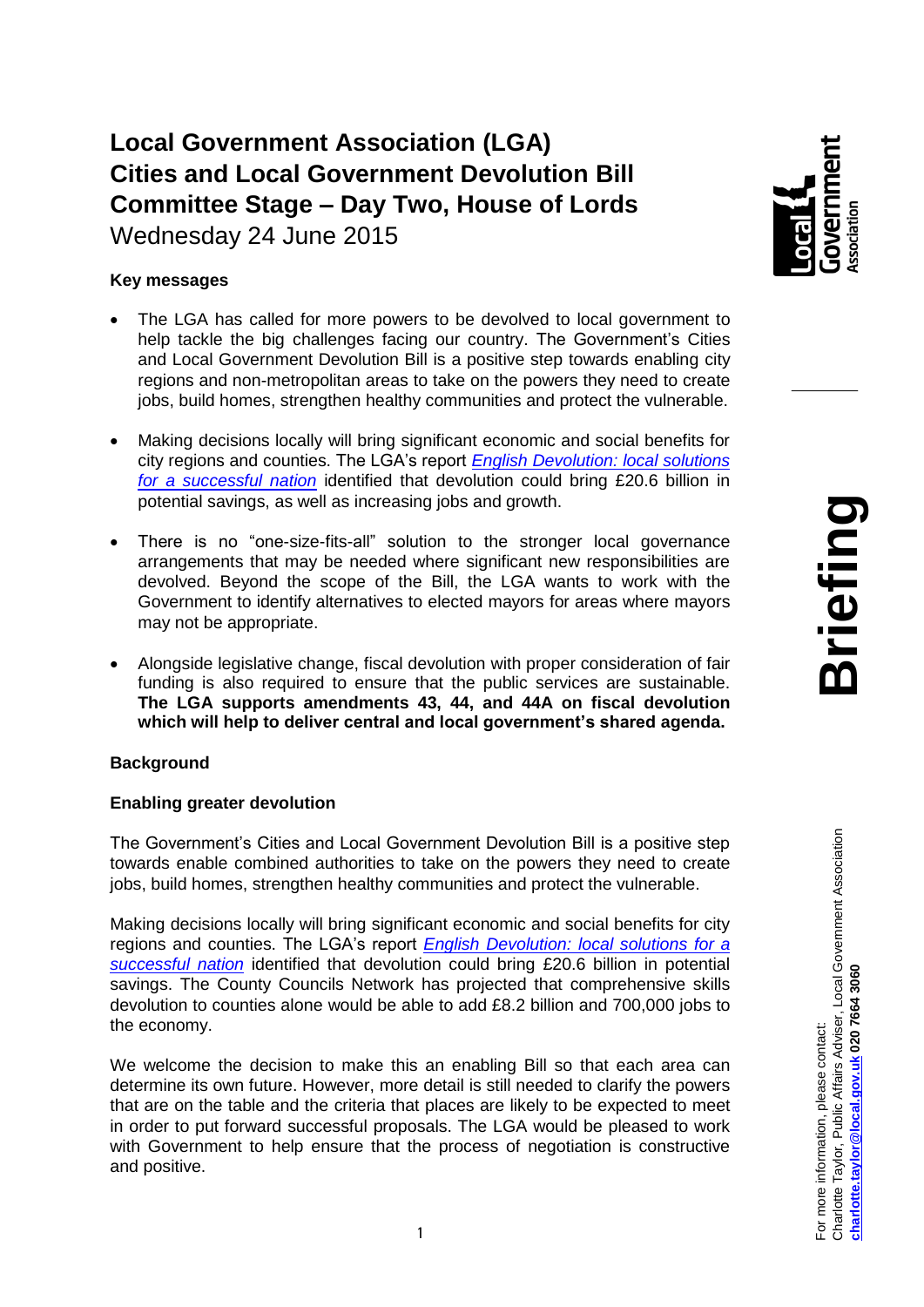# Local Government Association (LGA)
# Cities and Local Government Devolution Bill
# Committee Stage – Day Two, House of Lords

Wednesday 24 June 2015

**Key messages**

- The LGA has called for more powers to be devolved to local government to help tackle the big challenges facing our country. The Government's Cities and Local Government Devolution Bill is a positive step towards enabling city regions and non-metropolitan areas to take on the powers they need to create jobs, build homes, strengthen healthy communities and protect the vulnerable.

- Making decisions locally will bring significant economic and social benefits for city regions and counties. The LGA's report *English Devolution: local solutions for a successful nation* identified that devolution could bring £20.6 billion in potential savings, as well as increasing jobs and growth.

- There is no "one-size-fits-all" solution to the stronger local governance arrangements that may be needed where significant new responsibilities are devolved. Beyond the scope of the Bill, the LGA wants to work with the Government to identify alternatives to elected mayors for areas where mayors may not be appropriate.

- Alongside legislative change, fiscal devolution with proper consideration of fair funding is also required to ensure that the public services are sustainable. **The LGA supports amendments 43, 44, and 44A on fiscal devolution which will help to deliver central and local government's shared agenda.**

**Background**

**Enabling greater devolution**

The Government's Cities and Local Government Devolution Bill is a positive step towards enable combined authorities to take on the powers they need to create jobs, build homes, strengthen healthy communities and protect the vulnerable.

Making decisions locally will bring significant economic and social benefits for city regions and counties. The LGA's report *English Devolution: local solutions for a successful nation* identified that devolution could bring £20.6 billion in potential savings. The County Councils Network has projected that comprehensive skills devolution to counties alone would be able to add £8.2 billion and 700,000 jobs to the economy.

We welcome the decision to make this an enabling Bill so that each area can determine its own future. However, more detail is still needed to clarify the powers that are on the table and the criteria that places are likely to be expected to meet in order to put forward successful proposals. The LGA would be pleased to work with Government to help ensure that the process of negotiation is constructive and positive.

For more information, please contact:
Charlotte Taylor, Public Affairs Adviser, Local Government Association
**charlotte.taylor@local.gov.uk 020 7664 3060**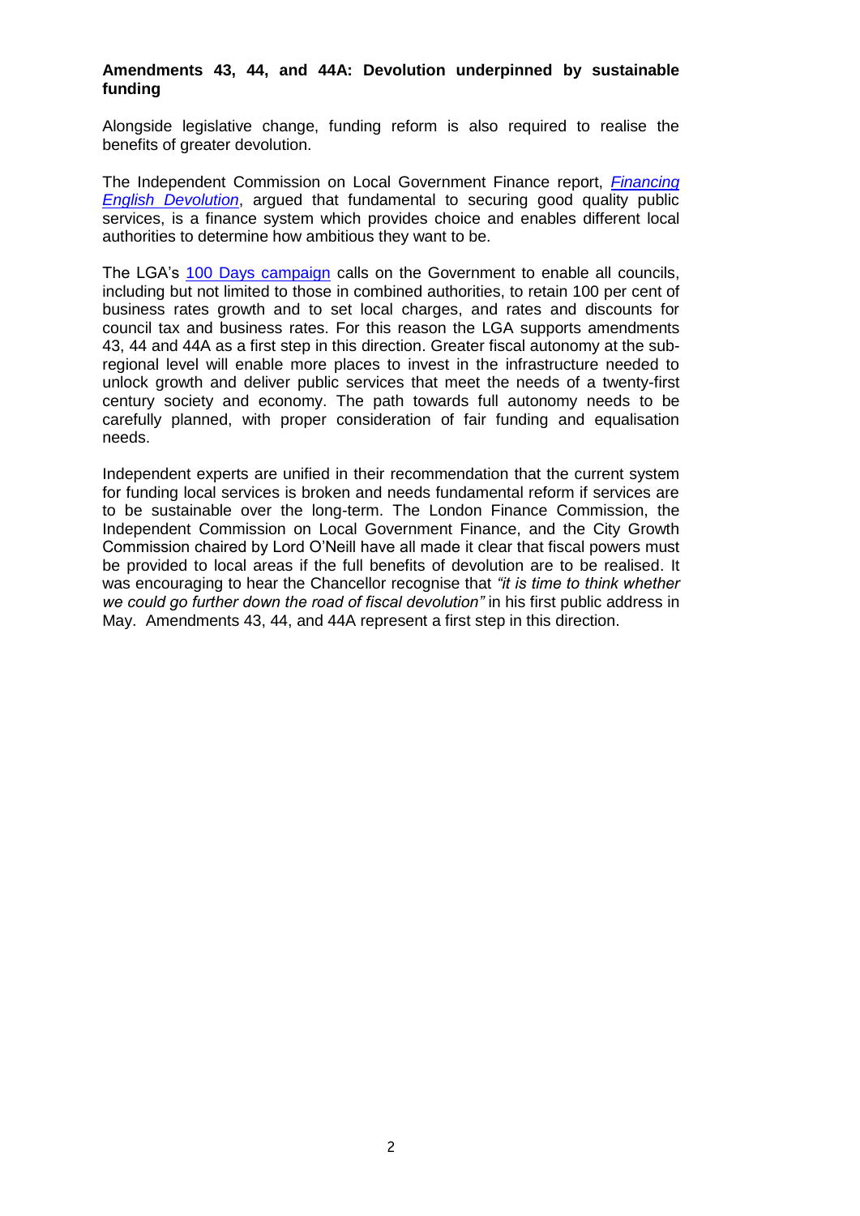**Amendments 43, 44, and 44A: Devolution underpinned by sustainable funding**

Alongside legislative change, funding reform is also required to realise the benefits of greater devolution.

The Independent Commission on Local Government Finance report, *Financing English Devolution*, argued that fundamental to securing good quality public services, is a finance system which provides choice and enables different local authorities to determine how ambitious they want to be.

The LGA's 100 Days campaign calls on the Government to enable all councils, including but not limited to those in combined authorities, to retain 100 per cent of business rates growth and to set local charges, and rates and discounts for council tax and business rates. For this reason the LGA supports amendments 43, 44 and 44A as a first step in this direction. Greater fiscal autonomy at the sub-regional level will enable more places to invest in the infrastructure needed to unlock growth and deliver public services that meet the needs of a twenty-first century society and economy. The path towards full autonomy needs to be carefully planned, with proper consideration of fair funding and equalisation needs.

Independent experts are unified in their recommendation that the current system for funding local services is broken and needs fundamental reform if services are to be sustainable over the long-term. The London Finance Commission, the Independent Commission on Local Government Finance, and the City Growth Commission chaired by Lord O'Neill have all made it clear that fiscal powers must be provided to local areas if the full benefits of devolution are to be realised. It was encouraging to hear the Chancellor recognise that *"it is time to think whether we could go further down the road of fiscal devolution"* in his first public address in May. Amendments 43, 44, and 44A represent a first step in this direction.